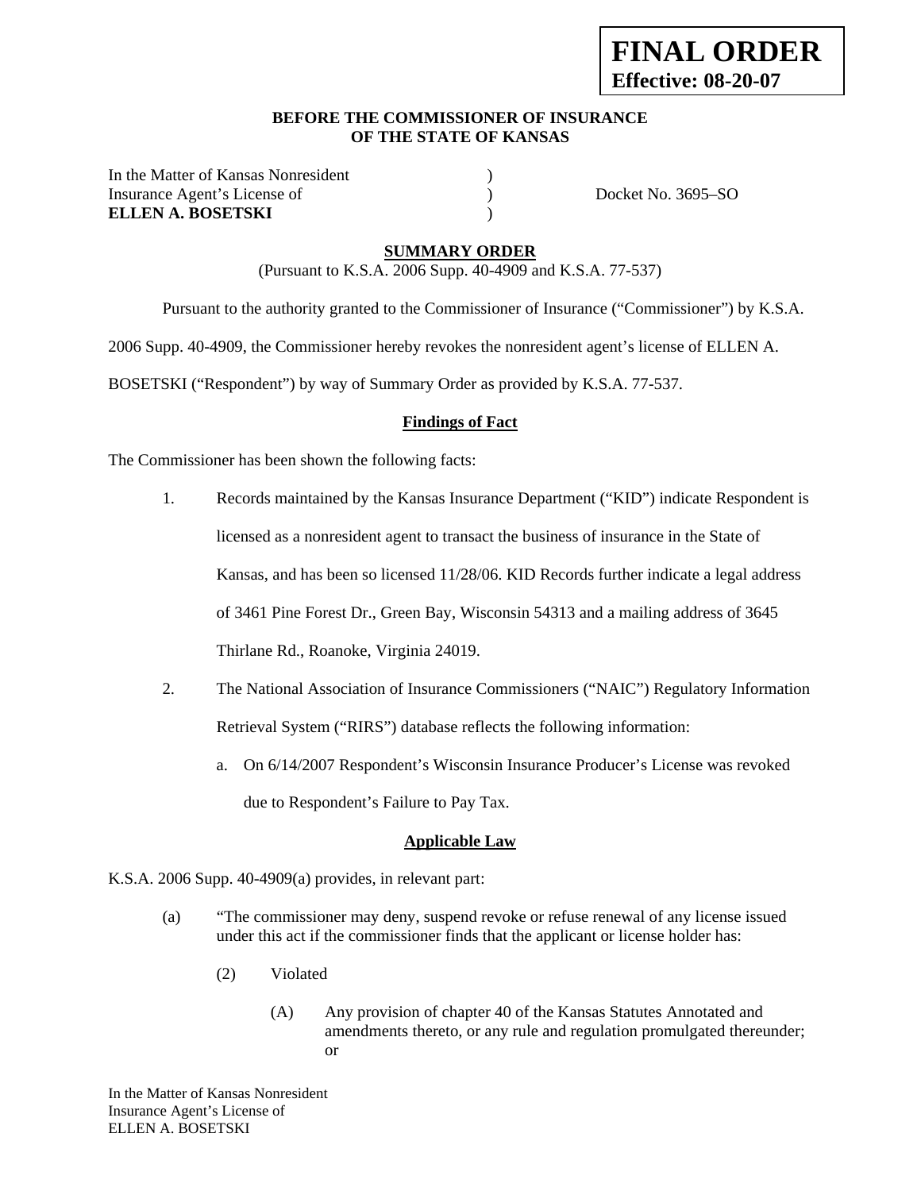**FINAL ORDER**
**Effective: 08-20-07**

**BEFORE THE COMMISSIONER OF INSURANCE**
**OF THE STATE OF KANSAS**

In the Matter of Kansas Nonresident )
Insurance Agent's License of ) Docket No. 3695–SO
**ELLEN A. BOSETSKI** )

## SUMMARY ORDER

(Pursuant to K.S.A. 2006 Supp. 40-4909 and K.S.A. 77-537)

Pursuant to the authority granted to the Commissioner of Insurance ("Commissioner") by K.S.A. 2006 Supp. 40-4909, the Commissioner hereby revokes the nonresident agent's license of ELLEN A. BOSETSKI ("Respondent") by way of Summary Order as provided by K.S.A. 77-537.

### Findings of Fact

The Commissioner has been shown the following facts:

1. Records maintained by the Kansas Insurance Department ("KID") indicate Respondent is licensed as a nonresident agent to transact the business of insurance in the State of Kansas, and has been so licensed 11/28/06. KID Records further indicate a legal address of 3461 Pine Forest Dr., Green Bay, Wisconsin 54313 and a mailing address of 3645 Thirlane Rd., Roanoke, Virginia 24019.

2. The National Association of Insurance Commissioners ("NAIC") Regulatory Information Retrieval System ("RIRS") database reflects the following information:

   a. On 6/14/2007 Respondent's Wisconsin Insurance Producer's License was revoked due to Respondent's Failure to Pay Tax.

### Applicable Law

K.S.A. 2006 Supp. 40-4909(a) provides, in relevant part:

(a) "The commissioner may deny, suspend revoke or refuse renewal of any license issued under this act if the commissioner finds that the applicant or license holder has:

(2) Violated

(A) Any provision of chapter 40 of the Kansas Statutes Annotated and amendments thereto, or any rule and regulation promulgated thereunder; or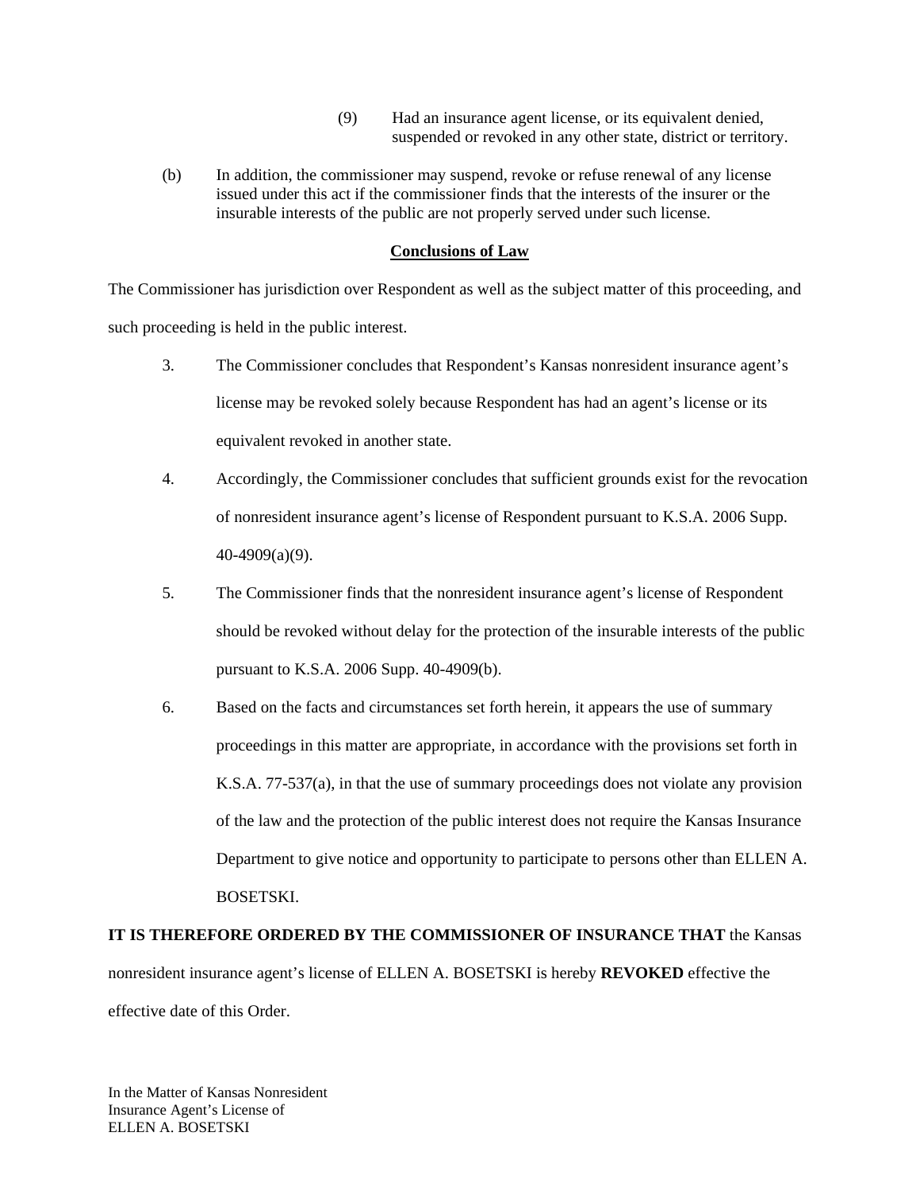(9) Had an insurance agent license, or its equivalent denied, suspended or revoked in any other state, district or territory.

(b) In addition, the commissioner may suspend, revoke or refuse renewal of any license issued under this act if the commissioner finds that the interests of the insurer or the insurable interests of the public are not properly served under such license.

## Conclusions of Law

The Commissioner has jurisdiction over Respondent as well as the subject matter of this proceeding, and such proceeding is held in the public interest.

3. The Commissioner concludes that Respondent's Kansas nonresident insurance agent's license may be revoked solely because Respondent has had an agent's license or its equivalent revoked in another state.

4. Accordingly, the Commissioner concludes that sufficient grounds exist for the revocation of nonresident insurance agent's license of Respondent pursuant to K.S.A. 2006 Supp. 40-4909(a)(9).

5. The Commissioner finds that the nonresident insurance agent's license of Respondent should be revoked without delay for the protection of the insurable interests of the public pursuant to K.S.A. 2006 Supp. 40-4909(b).

6. Based on the facts and circumstances set forth herein, it appears the use of summary proceedings in this matter are appropriate, in accordance with the provisions set forth in K.S.A. 77-537(a), in that the use of summary proceedings does not violate any provision of the law and the protection of the public interest does not require the Kansas Insurance Department to give notice and opportunity to participate to persons other than ELLEN A. BOSETSKI.

**IT IS THEREFORE ORDERED BY THE COMMISSIONER OF INSURANCE THAT** the Kansas nonresident insurance agent's license of ELLEN A. BOSETSKI is hereby **REVOKED** effective the effective date of this Order.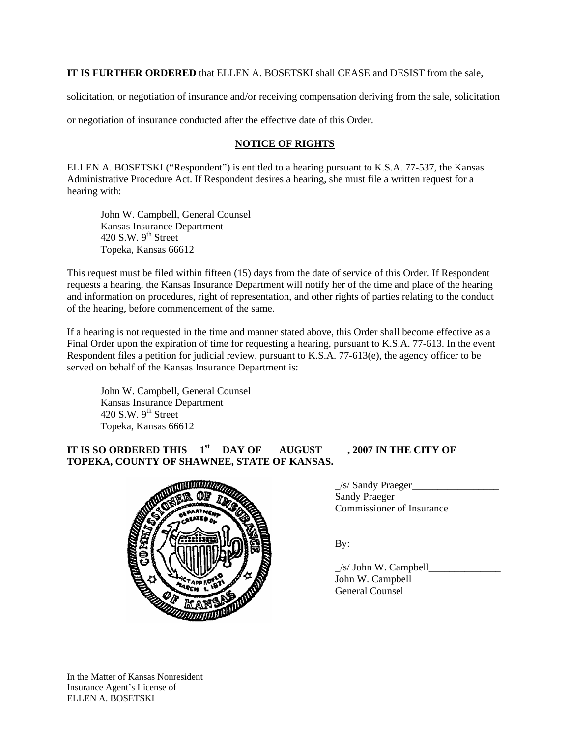**IT IS FURTHER ORDERED** that ELLEN A. BOSETSKI shall CEASE and DESIST from the sale, solicitation, or negotiation of insurance and/or receiving compensation deriving from the sale, solicitation or negotiation of insurance conducted after the effective date of this Order.

**NOTICE OF RIGHTS**

ELLEN A. BOSETSKI ("Respondent") is entitled to a hearing pursuant to K.S.A. 77-537, the Kansas Administrative Procedure Act. If Respondent desires a hearing, she must file a written request for a hearing with:

John W. Campbell, General Counsel
Kansas Insurance Department
420 S.W. 9th Street
Topeka, Kansas 66612

This request must be filed within fifteen (15) days from the date of service of this Order. If Respondent requests a hearing, the Kansas Insurance Department will notify her of the time and place of the hearing and information on procedures, right of representation, and other rights of parties relating to the conduct of the hearing, before commencement of the same.

If a hearing is not requested in the time and manner stated above, this Order shall become effective as a Final Order upon the expiration of time for requesting a hearing, pursuant to K.S.A. 77-613. In the event Respondent files a petition for judicial review, pursuant to K.S.A. 77-613(e), the agency officer to be served on behalf of the Kansas Insurance Department is:

John W. Campbell, General Counsel
Kansas Insurance Department
420 S.W. 9th Street
Topeka, Kansas 66612

**IT IS SO ORDERED THIS __1st__ DAY OF ___AUGUST_____, 2007 IN THE CITY OF TOPEKA, COUNTY OF SHAWNEE, STATE OF KANSAS.**

_/s/ Sandy Praeger_________________
Sandy Praeger
Commissioner of Insurance

By:

_/s/ John W. Campbell______________
John W. Campbell
General Counsel

In the Matter of Kansas Nonresident
Insurance Agent's License of
ELLEN A. BOSETSKI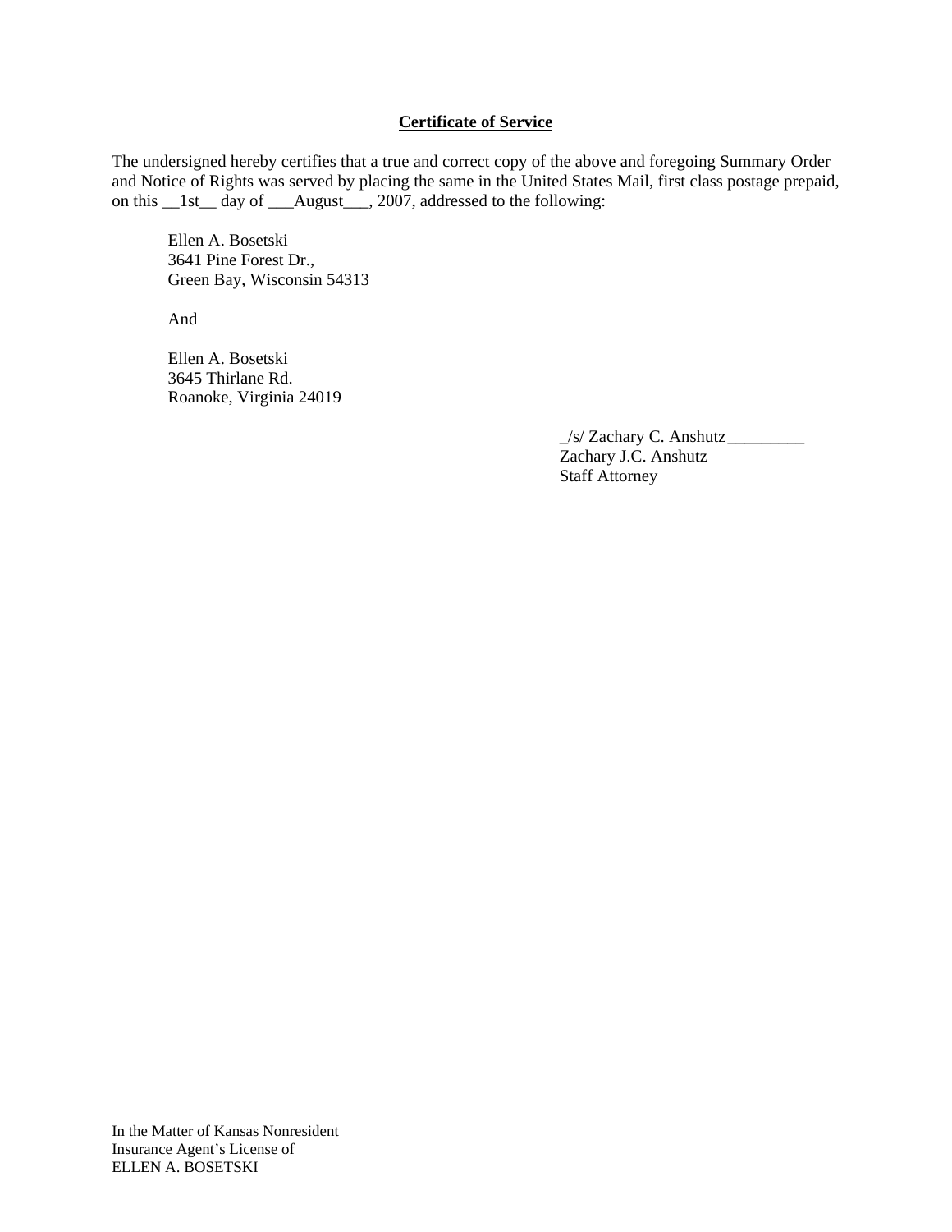**Certificate of Service**

The undersigned hereby certifies that a true and correct copy of the above and foregoing Summary Order and Notice of Rights was served by placing the same in the United States Mail, first class postage prepaid, on this __1st__ day of ___August___, 2007, addressed to the following:

Ellen A. Bosetski
3641 Pine Forest Dr.,
Green Bay, Wisconsin 54313

And

Ellen A. Bosetski
3645 Thirlane Rd.
Roanoke, Virginia 24019

_/s/ Zachary C. Anshutz_________
Zachary J.C. Anshutz
Staff Attorney

In the Matter of Kansas Nonresident
Insurance Agent's License of
ELLEN A. BOSETSKI